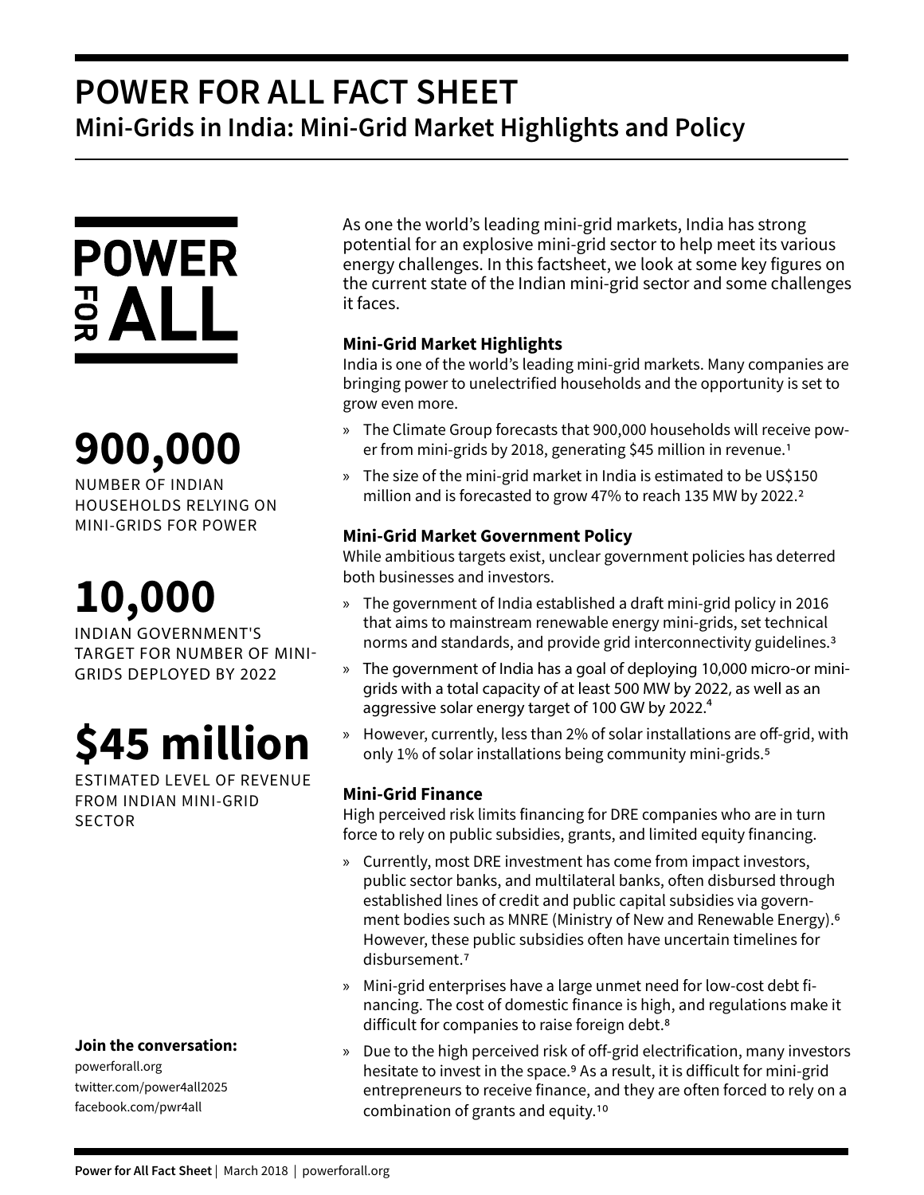# POWER FOR ALL FACT SHEET

## Mini-Grids in India: Mini-Grid Market Highlights and Policy

POWER FOR ALL

**900,000**

NUMBER OF INDIAN HOUSEHOLDS RELYING ON MINI-GRIDS FOR POWER

**10,000**

INDIAN GOVERNMENT'S TARGET FOR NUMBER OF MINI-GRIDS DEPLOYED BY 2022

**$45 million**

ESTIMATED LEVEL OF REVENUE FROM INDIAN MINI-GRID SECTOR

**Join the conversation:**

powerforall.org
twitter.com/power4all2025
facebook.com/pwr4all

As one the world's leading mini-grid markets, India has strong potential for an explosive mini-grid sector to help meet its various energy challenges. In this factsheet, we look at some key figures on the current state of the Indian mini-grid sector and some challenges it faces.

### Mini-Grid Market Highlights

India is one of the world's leading mini-grid markets. Many companies are bringing power to unelectrified households and the opportunity is set to grow even more.

- The Climate Group forecasts that 900,000 households will receive power from mini-grids by 2018, generating $45 million in revenue.[1]
- The size of the mini-grid market in India is estimated to be US$150 million and is forecasted to grow 47% to reach 135 MW by 2022.[2]

### Mini-Grid Market Government Policy

While ambitious targets exist, unclear government policies has deterred both businesses and investors.

- The government of India established a draft mini-grid policy in 2016 that aims to mainstream renewable energy mini-grids, set technical norms and standards, and provide grid interconnectivity guidelines.[3]
- The government of India has a goal of deploying 10,000 micro-or mini-grids with a total capacity of at least 500 MW by 2022, as well as an aggressive solar energy target of 100 GW by 2022.[4]
- However, currently, less than 2% of solar installations are off-grid, with only 1% of solar installations being community mini-grids.[5]

### Mini-Grid Finance

High perceived risk limits financing for DRE companies who are in turn force to rely on public subsidies, grants, and limited equity financing.

- Currently, most DRE investment has come from impact investors, public sector banks, and multilateral banks, often disbursed through established lines of credit and public capital subsidies via government bodies such as MNRE (Ministry of New and Renewable Energy).[6] However, these public subsidies often have uncertain timelines for disbursement.[7]
- Mini-grid enterprises have a large unmet need for low-cost debt financing. The cost of domestic finance is high, and regulations make it difficult for companies to raise foreign debt.[8]
- Due to the high perceived risk of off-grid electrification, many investors hesitate to invest in the space.[9] As a result, it is difficult for mini-grid entrepreneurs to receive finance, and they are often forced to rely on a combination of grants and equity.[10]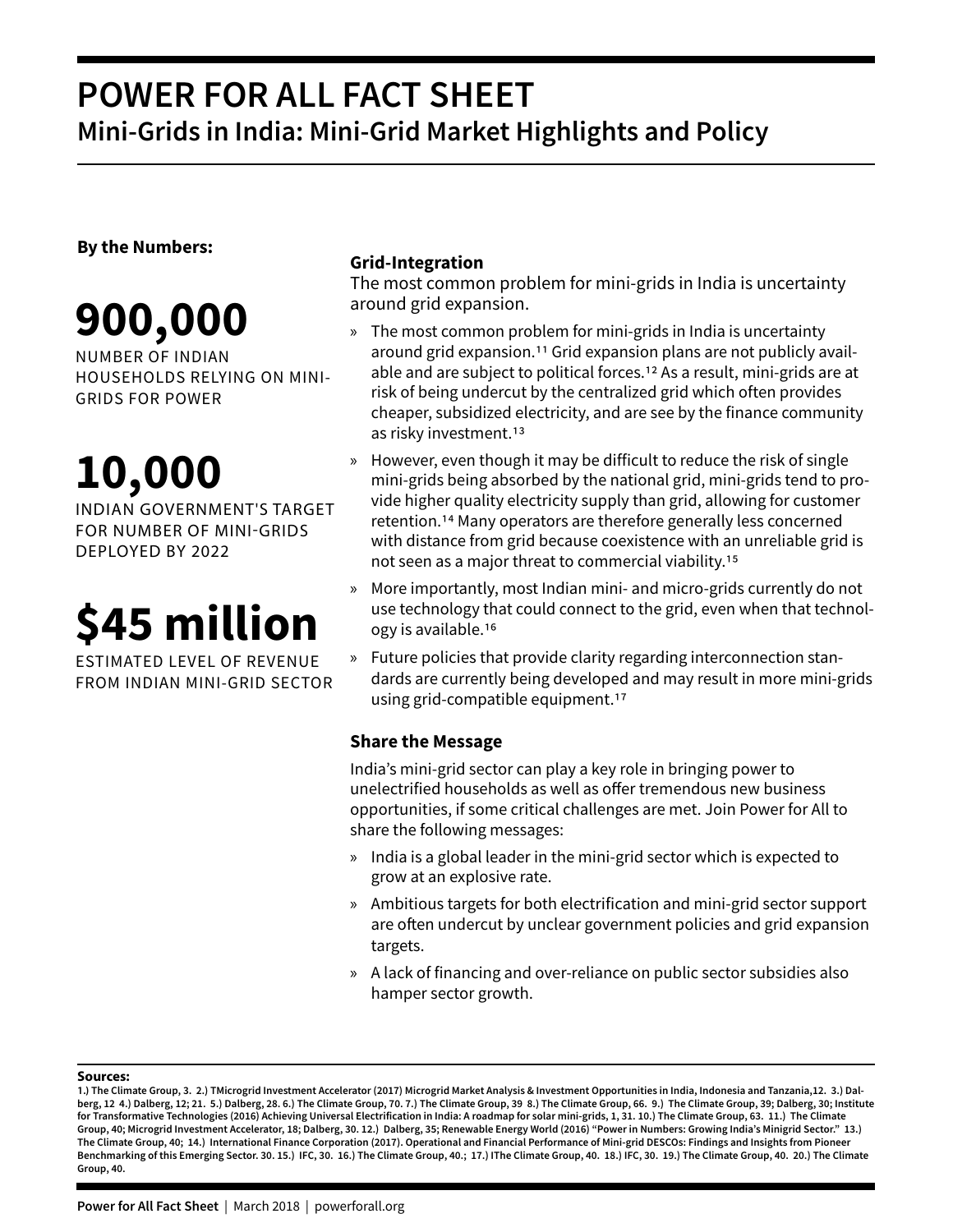# POWER FOR ALL FACT SHEET

## Mini-Grids in India: Mini-Grid Market Highlights and Policy

**By the Numbers:**

**900,000**

NUMBER OF INDIAN HOUSEHOLDS RELYING ON MINI-GRIDS FOR POWER

**10,000**

INDIAN GOVERNMENT'S TARGET FOR NUMBER OF MINI-GRIDS DEPLOYED BY 2022

**$45 million**

ESTIMATED LEVEL OF REVENUE FROM INDIAN MINI-GRID SECTOR

### Grid-Integration

The most common problem for mini-grids in India is uncertainty around grid expansion.

- The most common problem for mini-grids in India is uncertainty around grid expansion.[11] Grid expansion plans are not publicly available and are subject to political forces.[12] As a result, mini-grids are at risk of being undercut by the centralized grid which often provides cheaper, subsidized electricity, and are see by the finance community as risky investment.[13]
- However, even though it may be difficult to reduce the risk of single mini-grids being absorbed by the national grid, mini-grids tend to provide higher quality electricity supply than grid, allowing for customer retention.[14] Many operators are therefore generally less concerned with distance from grid because coexistence with an unreliable grid is not seen as a major threat to commercial viability.[15]
- More importantly, most Indian mini- and micro-grids currently do not use technology that could connect to the grid, even when that technology is available.[16]
- Future policies that provide clarity regarding interconnection standards are currently being developed and may result in more mini-grids using grid-compatible equipment.[17]

### Share the Message

India's mini-grid sector can play a key role in bringing power to unelectrified households as well as offer tremendous new business opportunities, if some critical challenges are met. Join Power for All to share the following messages:

- India is a global leader in the mini-grid sector which is expected to grow at an explosive rate.
- Ambitious targets for both electrification and mini-grid sector support are often undercut by unclear government policies and grid expansion targets.
- A lack of financing and over-reliance on public sector subsidies also hamper sector growth.

**Sources:**

**1.) The Climate Group, 3. 2.) TMicrogrid Investment Accelerator (2017) Microgrid Market Analysis & Investment Opportunities in India, Indonesia and Tanzania,12. 3.) Dalberg, 12 4.) Dalberg, 12; 21. 5.) Dalberg, 28. 6.) The Climate Group, 70. 7.) The Climate Group, 39 8.) The Climate Group, 66. 9.) The Climate Group, 39; Dalberg, 30; Institute for Transformative Technologies (2016) Achieving Universal Electrification in India: A roadmap for solar mini-grids, 1, 31. 10.) The Climate Group, 63. 11.) The Climate Group, 40; Microgrid Investment Accelerator, 18; Dalberg, 30. 12.) Dalberg, 35; Renewable Energy World (2016) "Power in Numbers: Growing India's Minigrid Sector." 13.) The Climate Group, 40; 14.) International Finance Corporation (2017). Operational and Financial Performance of Mini-grid DESCOs: Findings and Insights from Pioneer Benchmarking of this Emerging Sector. 30. 15.) IFC, 30. 16.) The Climate Group, 40.; 17.) IThe Climate Group, 40. 18.) IFC, 30. 19.) The Climate Group, 40. 20.) The Climate Group, 40.**

**Power for All Fact Sheet** | March 2018 | powerforall.org